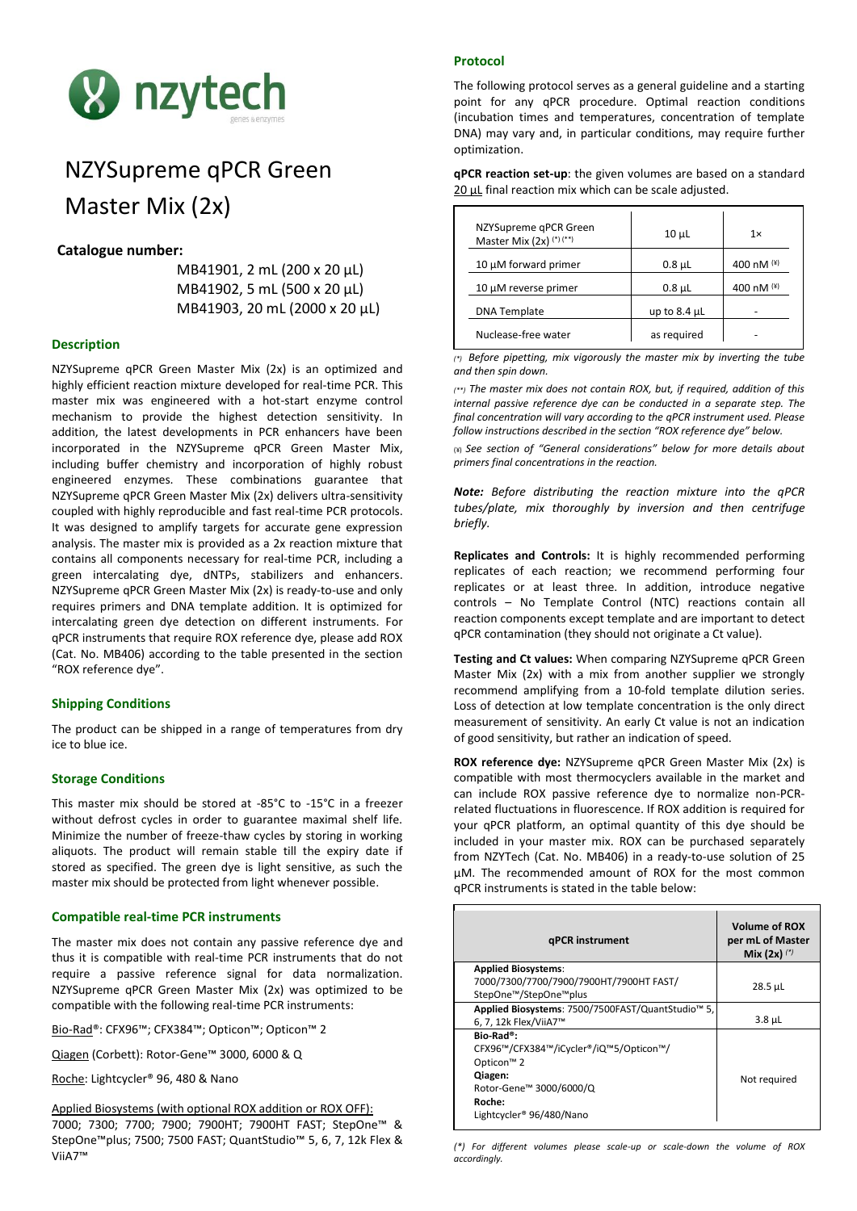# NZYSupreme qPCR Green Master Mix (2x)

**Catalogue number:**

MB41901, 2 mL (200 x 20 µL)
MB41902, 5 mL (500 x 20 µL)
MB41903, 20 mL (2000 x 20 µL)

## Description

NZYSupreme qPCR Green Master Mix (2x) is an optimized and highly efficient reaction mixture developed for real-time PCR. This master mix was engineered with a hot-start enzyme control mechanism to provide the highest detection sensitivity. In addition, the latest developments in PCR enhancers have been incorporated in the NZYSupreme qPCR Green Master Mix, including buffer chemistry and incorporation of highly robust engineered enzymes. These combinations guarantee that NZYSupreme qPCR Green Master Mix (2x) delivers ultra-sensitivity coupled with highly reproducible and fast real-time PCR protocols. It was designed to amplify targets for accurate gene expression analysis. The master mix is provided as a 2x reaction mixture that contains all components necessary for real-time PCR, including a green intercalating dye, dNTPs, stabilizers and enhancers. NZYSupreme qPCR Green Master Mix (2x) is ready-to-use and only requires primers and DNA template addition. It is optimized for intercalating green dye detection on different instruments. For qPCR instruments that require ROX reference dye, please add ROX (Cat. No. MB406) according to the table presented in the section "ROX reference dye".

## Shipping Conditions

The product can be shipped in a range of temperatures from dry ice to blue ice.

## Storage Conditions

This master mix should be stored at -85°C to -15°C in a freezer without defrost cycles in order to guarantee maximal shelf life. Minimize the number of freeze-thaw cycles by storing in working aliquots. The product will remain stable till the expiry date if stored as specified. The green dye is light sensitive, as such the master mix should be protected from light whenever possible.

## Compatible real-time PCR instruments

The master mix does not contain any passive reference dye and thus it is compatible with real-time PCR instruments that do not require a passive reference signal for data normalization. NZYSupreme qPCR Green Master Mix (2x) was optimized to be compatible with the following real-time PCR instruments:

Bio-Rad®: CFX96™; CFX384™; Opticon™; Opticon™ 2

Qiagen (Corbett): Rotor-Gene™ 3000, 6000 & Q

Roche: Lightcycler® 96, 480 & Nano

Applied Biosystems (with optional ROX addition or ROX OFF):
7000; 7300; 7700; 7900; 7900HT; 7900HT FAST; StepOne™ & StepOne™plus; 7500; 7500 FAST; QuantStudio™ 5, 6, 7, 12k Flex & ViiA7™

## Protocol

The following protocol serves as a general guideline and a starting point for any qPCR procedure. Optimal reaction conditions (incubation times and temperatures, concentration of template DNA) may vary and, in particular conditions, may require further optimization.

**qPCR reaction set-up**: the given volumes are based on a standard 20 µL final reaction mix which can be scale adjusted.

| | | |
|---|---|---|
| NZYSupreme qPCR Green Master Mix (2x) (*) (**) | 10 µL | 1× |
| 10 µM forward primer | 0.8 µL | 400 nM (¥) |
| 10 µM reverse primer | 0.8 µL | 400 nM (¥) |
| DNA Template | up to 8.4 µL | - |
| Nuclease-free water | as required | - |

*(\*) Before pipetting, mix vigorously the master mix by inverting the tube and then spin down.*

*(\*\*) The master mix does not contain ROX, but, if required, addition of this internal passive reference dye can be conducted in a separate step. The final concentration will vary according to the qPCR instrument used. Please follow instructions described in the section "ROX reference dye" below.*

*(¥) See section of "General considerations" below for more details about primers final concentrations in the reaction.*

***Note:*** *Before distributing the reaction mixture into the qPCR tubes/plate, mix thoroughly by inversion and then centrifuge briefly.*

**Replicates and Controls:** It is highly recommended performing replicates of each reaction; we recommend performing four replicates or at least three. In addition, introduce negative controls – No Template Control (NTC) reactions contain all reaction components except template and are important to detect qPCR contamination (they should not originate a Ct value).

**Testing and Ct values:** When comparing NZYSupreme qPCR Green Master Mix (2x) with a mix from another supplier we strongly recommend amplifying from a 10-fold template dilution series. Loss of detection at low template concentration is the only direct measurement of sensitivity. An early Ct value is not an indication of good sensitivity, but rather an indication of speed.

**ROX reference dye:** NZYSupreme qPCR Green Master Mix (2x) is compatible with most thermocyclers available in the market and can include ROX passive reference dye to normalize non-PCR-related fluctuations in fluorescence. If ROX addition is required for your qPCR platform, an optimal quantity of this dye should be included in your master mix. ROX can be purchased separately from NZYTech (Cat. No. MB406) in a ready-to-use solution of 25 µM. The recommended amount of ROX for the most common qPCR instruments is stated in the table below:

| qPCR instrument | Volume of ROX per mL of Master Mix (2x) (*) |
|---|---|
| **Applied Biosystems**: 7000/7300/7700/7900/7900HT/7900HT FAST/ StepOne™/StepOne™plus | 28.5 µL |
| **Applied Biosystems**: 7500/7500FAST/QuantStudio™ 5, 6, 7, 12k Flex/ViiA7™ | 3.8 µL |
| **Bio-Rad®**: CFX96™/CFX384™/iCycler®/iQ™5/Opticon™/ Opticon™ 2 **Qiagen:** Rotor-Gene™ 3000/6000/Q **Roche:** Lightcycler® 96/480/Nano | Not required |

*(\*) For different volumes please scale-up or scale-down the volume of ROX accordingly.*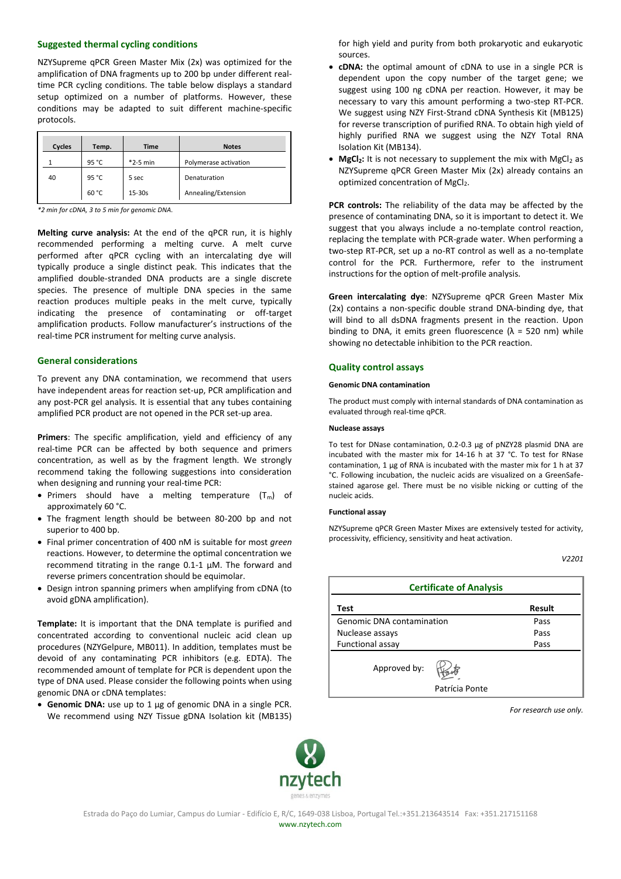## Suggested thermal cycling conditions

NZYSupreme qPCR Green Master Mix (2x) was optimized for the amplification of DNA fragments up to 200 bp under different real-time PCR cycling conditions. The table below displays a standard setup optimized on a number of platforms. However, these conditions may be adapted to suit different machine-specific protocols.

| Cycles | Temp. | Time | Notes |
|---|---|---|---|
| 1 | 95 °C | *2-5 min | Polymerase activation |
| 40 | 95 °C | 5 sec | Denaturation |
| | 60 °C | 15-30s | Annealing/Extension |

*\*2 min for cDNA, 3 to 5 min for genomic DNA.*

**Melting curve analysis:** At the end of the qPCR run, it is highly recommended performing a melting curve. A melt curve performed after qPCR cycling with an intercalating dye will typically produce a single distinct peak. This indicates that the amplified double-stranded DNA products are a single discrete species. The presence of multiple DNA species in the same reaction produces multiple peaks in the melt curve, typically indicating the presence of contaminating or off-target amplification products. Follow manufacturer's instructions of the real-time PCR instrument for melting curve analysis.

## General considerations

To prevent any DNA contamination, we recommend that users have independent areas for reaction set-up, PCR amplification and any post-PCR gel analysis. It is essential that any tubes containing amplified PCR product are not opened in the PCR set-up area.

**Primers**: The specific amplification, yield and efficiency of any real-time PCR can be affected by both sequence and primers concentration, as well as by the fragment length. We strongly recommend taking the following suggestions into consideration when designing and running your real-time PCR:

- Primers should have a melting temperature ($T_m$) of approximately 60 °C.
- The fragment length should be between 80-200 bp and not superior to 400 bp.
- Final primer concentration of 400 nM is suitable for most *green* reactions. However, to determine the optimal concentration we recommend titrating in the range 0.1-1 µM. The forward and reverse primers concentration should be equimolar.
- Design intron spanning primers when amplifying from cDNA (to avoid gDNA amplification).

**Template:** It is important that the DNA template is purified and concentrated according to conventional nucleic acid clean up procedures (NZYGelpure, MB011). In addition, templates must be devoid of any contaminating PCR inhibitors (e.g. EDTA). The recommended amount of template for PCR is dependent upon the type of DNA used. Please consider the following points when using genomic DNA or cDNA templates:

- **Genomic DNA:** use up to 1 µg of genomic DNA in a single PCR. We recommend using NZY Tissue gDNA Isolation kit (MB135) for high yield and purity from both prokaryotic and eukaryotic sources.
- **cDNA:** the optimal amount of cDNA to use in a single PCR is dependent upon the copy number of the target gene; we suggest using 100 ng cDNA per reaction. However, it may be necessary to vary this amount performing a two-step RT-PCR. We suggest using NZY First-Strand cDNA Synthesis Kit (MB125) for reverse transcription of purified RNA. To obtain high yield of highly purified RNA we suggest using the NZY Total RNA Isolation Kit (MB134).
- **$MgCl_2$:** It is not necessary to supplement the mix with $MgCl_2$ as NZYSupreme qPCR Green Master Mix (2x) already contains an optimized concentration of $MgCl_2$.

**PCR controls:** The reliability of the data may be affected by the presence of contaminating DNA, so it is important to detect it. We suggest that you always include a no-template control reaction, replacing the template with PCR-grade water. When performing a two-step RT-PCR, set up a no-RT control as well as a no-template control for the PCR. Furthermore, refer to the instrument instructions for the option of melt-profile analysis.

**Green intercalating dye**: NZYSupreme qPCR Green Master Mix (2x) contains a non-specific double strand DNA-binding dye, that will bind to all dsDNA fragments present in the reaction. Upon binding to DNA, it emits green fluorescence ($\lambda$ = 520 nm) while showing no detectable inhibition to the PCR reaction.

## Quality control assays

#### Genomic DNA contamination

The product must comply with internal standards of DNA contamination as evaluated through real-time qPCR.

#### Nuclease assays

To test for DNase contamination, 0.2-0.3 µg of pNZY28 plasmid DNA are incubated with the master mix for 14-16 h at 37 °C. To test for RNase contamination, 1 µg of RNA is incubated with the master mix for 1 h at 37 °C. Following incubation, the nucleic acids are visualized on a GreenSafe-stained agarose gel. There must be no visible nicking or cutting of the nucleic acids.

#### Functional assay

NZYSupreme qPCR Green Master Mixes are extensively tested for activity, processivity, efficiency, sensitivity and heat activation.

*V2201*

### Certificate of Analysis

| Test | Result |
|---|---|
| Genomic DNA contamination | Pass |
| Nuclease assays | Pass |
| Functional assay | Pass |

Approved by:

Patrícia Ponte

*For research use only.*

nzytech genes & enzymes

Estrada do Paço do Lumiar, Campus do Lumiar - Edifício E, R/C, 1649-038 Lisboa, Portugal Tel.:+351.213643514 Fax: +351.217151168
www.nzytech.com